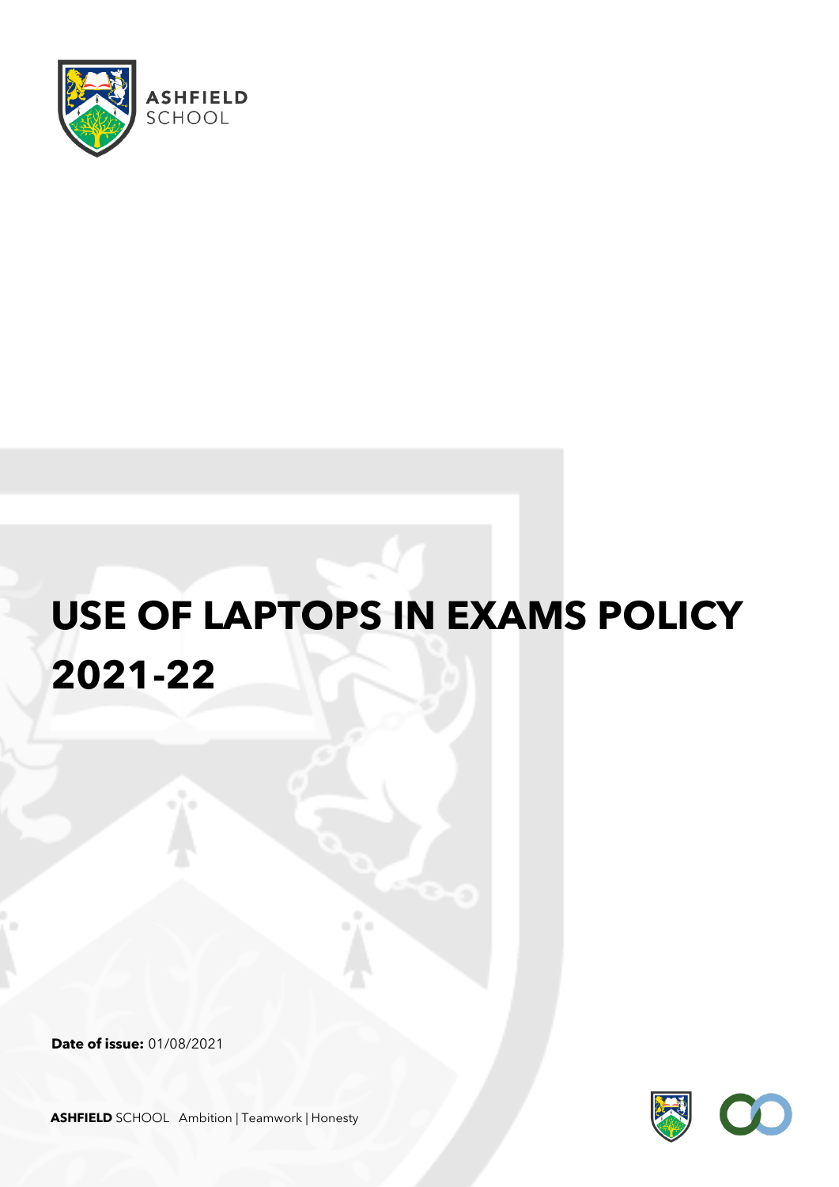ASHFIELD SCHOOL

# USE OF LAPTOPS IN EXAMS POLICY 2021-22

**Date of issue:** 01/08/2021

**ASHFIELD** SCHOOL Ambition | Teamwork | Honesty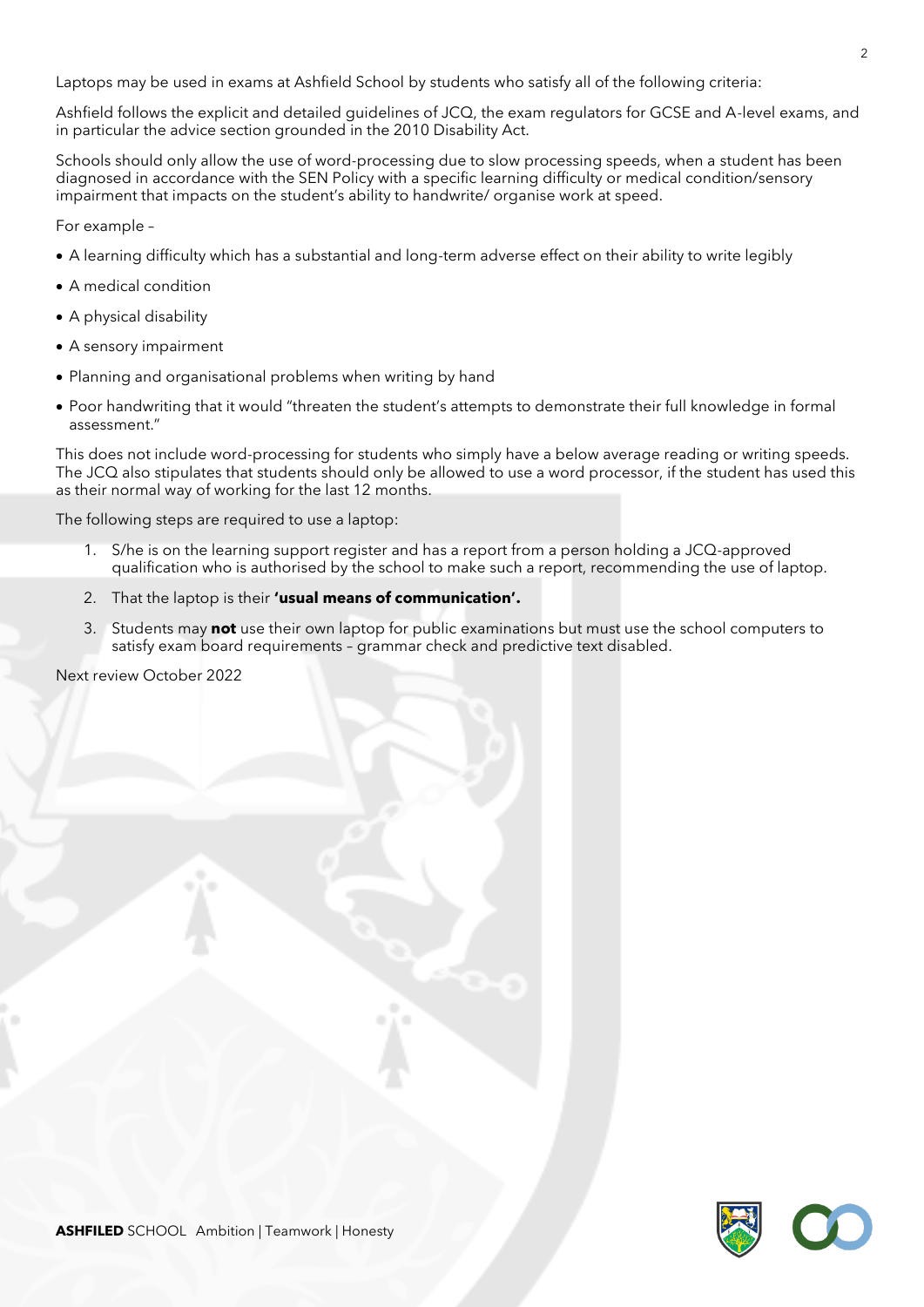Laptops may be used in exams at Ashfield School by students who satisfy all of the following criteria:

Ashfield follows the explicit and detailed guidelines of JCQ, the exam regulators for GCSE and A-level exams, and in particular the advice section grounded in the 2010 Disability Act.

Schools should only allow the use of word-processing due to slow processing speeds, when a student has been diagnosed in accordance with the SEN Policy with a specific learning difficulty or medical condition/sensory impairment that impacts on the student's ability to handwrite/ organise work at speed.

For example –

- A learning difficulty which has a substantial and long-term adverse effect on their ability to write legibly
- A medical condition
- A physical disability
- A sensory impairment
- Planning and organisational problems when writing by hand
- Poor handwriting that it would "threaten the student's attempts to demonstrate their full knowledge in formal assessment."

This does not include word-processing for students who simply have a below average reading or writing speeds. The JCQ also stipulates that students should only be allowed to use a word processor, if the student has used this as their normal way of working for the last 12 months.

The following steps are required to use a laptop:

1. S/he is on the learning support register and has a report from a person holding a JCQ-approved qualification who is authorised by the school to make such a report, recommending the use of laptop.
2. That the laptop is their **'usual means of communication'.**
3. Students may **not** use their own laptop for public examinations but must use the school computers to satisfy exam board requirements – grammar check and predictive text disabled.

Next review October 2022